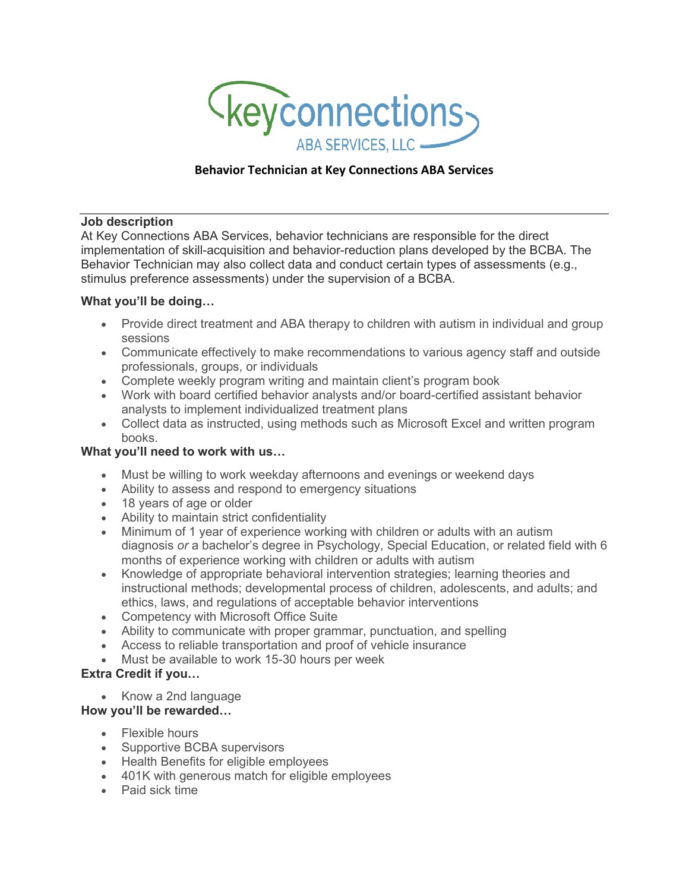# Behavior Technician at Key Connections ABA Services

---

**Job description**

At Key Connections ABA Services, behavior technicians are responsible for the direct implementation of skill-acquisition and behavior-reduction plans developed by the BCBA. The Behavior Technician may also collect data and conduct certain types of assessments (e.g., stimulus preference assessments) under the supervision of a BCBA.

**What you'll be doing…**

- Provide direct treatment and ABA therapy to children with autism in individual and group sessions
- Communicate effectively to make recommendations to various agency staff and outside professionals, groups, or individuals
- Complete weekly program writing and maintain client's program book
- Work with board certified behavior analysts and/or board-certified assistant behavior analysts to implement individualized treatment plans
- Collect data as instructed, using methods such as Microsoft Excel and written program books.

**What you'll need to work with us…**

- Must be willing to work weekday afternoons and evenings or weekend days
- Ability to assess and respond to emergency situations
- 18 years of age or older
- Ability to maintain strict confidentiality
- Minimum of 1 year of experience working with children or adults with an autism diagnosis *or* a bachelor's degree in Psychology, Special Education, or related field with 6 months of experience working with children or adults with autism
- Knowledge of appropriate behavioral intervention strategies; learning theories and instructional methods; developmental process of children, adolescents, and adults; and ethics, laws, and regulations of acceptable behavior interventions
- Competency with Microsoft Office Suite
- Ability to communicate with proper grammar, punctuation, and spelling
- Access to reliable transportation and proof of vehicle insurance
- Must be available to work 15-30 hours per week

**Extra Credit if you…**

- Know a 2nd language

**How you'll be rewarded…**

- Flexible hours
- Supportive BCBA supervisors
- Health Benefits for eligible employees
- 401K with generous match for eligible employees
- Paid sick time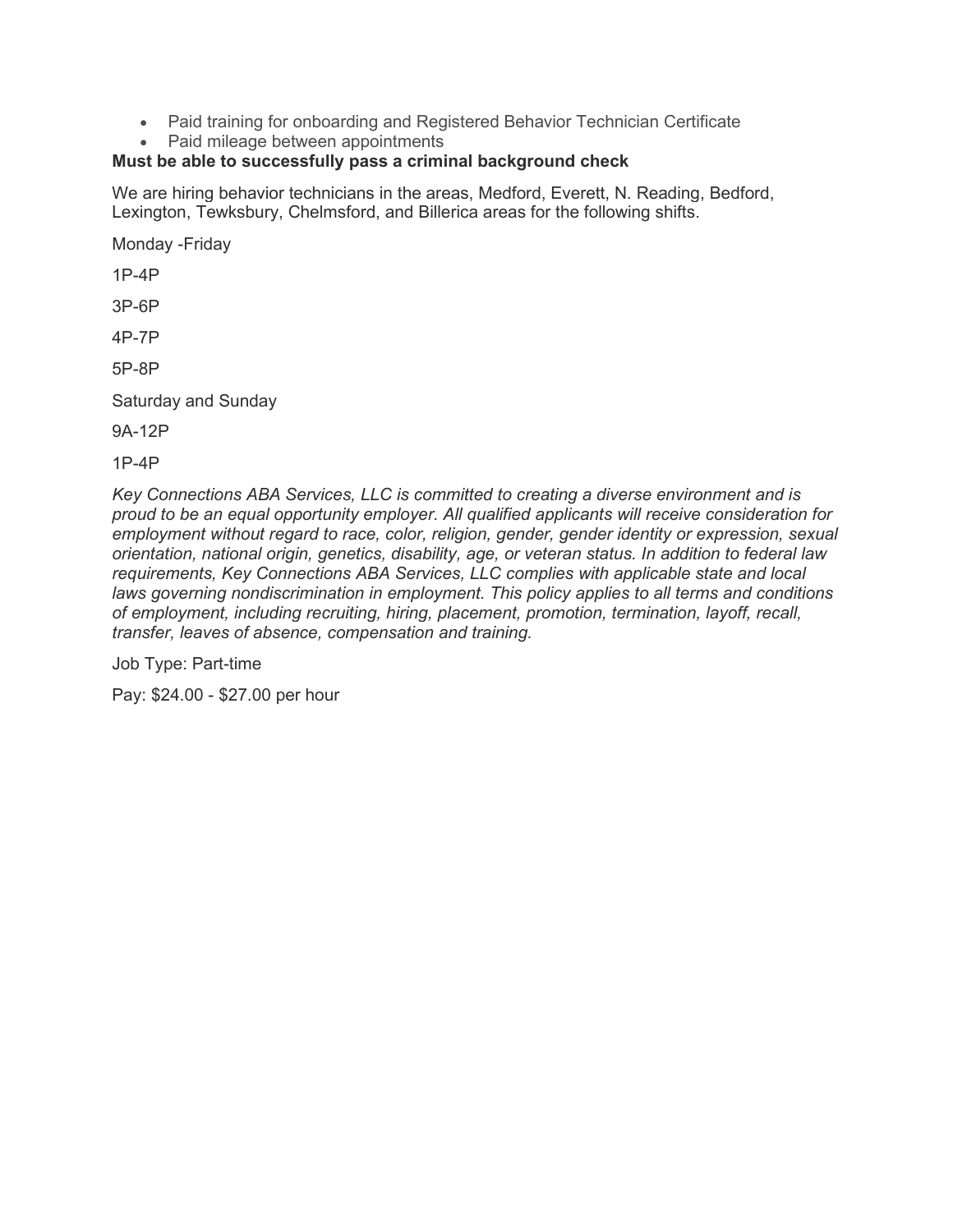- Paid training for onboarding and Registered Behavior Technician Certificate
- Paid mileage between appointments

**Must be able to successfully pass a criminal background check**

We are hiring behavior technicians in the areas, Medford, Everett, N. Reading, Bedford, Lexington, Tewksbury, Chelmsford, and Billerica areas for the following shifts.

Monday -Friday

1P-4P

3P-6P

4P-7P

5P-8P

Saturday and Sunday

9A-12P

1P-4P

*Key Connections ABA Services, LLC is committed to creating a diverse environment and is proud to be an equal opportunity employer. All qualified applicants will receive consideration for employment without regard to race, color, religion, gender, gender identity or expression, sexual orientation, national origin, genetics, disability, age, or veteran status. In addition to federal law requirements, Key Connections ABA Services, LLC complies with applicable state and local laws governing nondiscrimination in employment. This policy applies to all terms and conditions of employment, including recruiting, hiring, placement, promotion, termination, layoff, recall, transfer, leaves of absence, compensation and training.*

Job Type: Part-time

Pay: $24.00 - $27.00 per hour